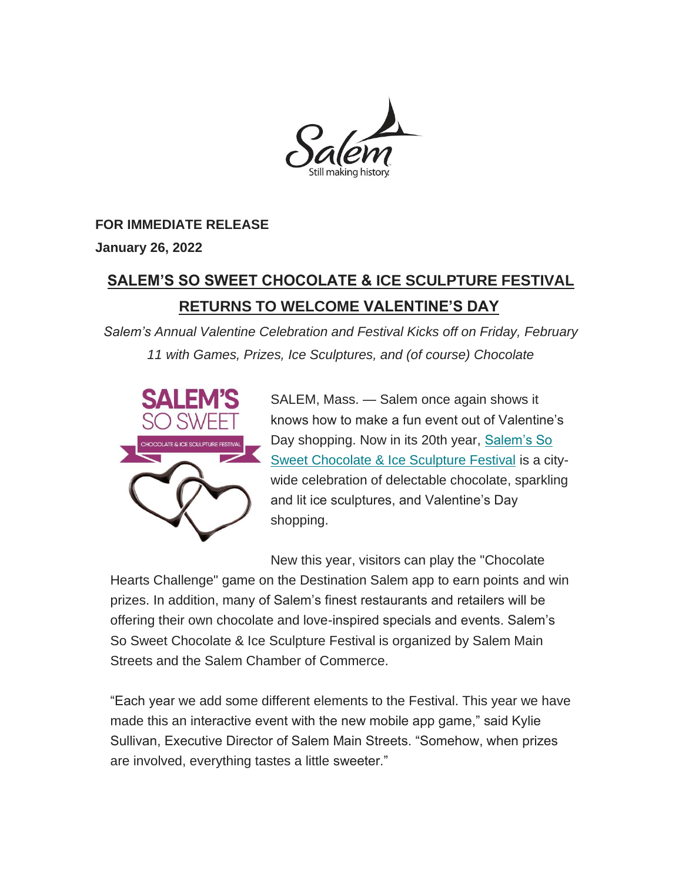**FOR IMMEDIATE RELEASE**

**January 26, 2022**

# SALEM'S SO SWEET CHOCOLATE & ICE SCULPTURE FESTIVAL RETURNS TO WELCOME VALENTINE'S DAY

*Salem's Annual Valentine Celebration and Festival Kicks off on Friday, February 11 with Games, Prizes, Ice Sculptures, and (of course) Chocolate*

SALEM, Mass. — Salem once again shows it knows how to make a fun event out of Valentine's Day shopping. Now in its 20th year, Salem's So Sweet Chocolate & Ice Sculpture Festival is a city-wide celebration of delectable chocolate, sparkling and lit ice sculptures, and Valentine's Day shopping.

New this year, visitors can play the "Chocolate Hearts Challenge" game on the Destination Salem app to earn points and win prizes. In addition, many of Salem's finest restaurants and retailers will be offering their own chocolate and love-inspired specials and events. Salem's So Sweet Chocolate & Ice Sculpture Festival is organized by Salem Main Streets and the Salem Chamber of Commerce.

"Each year we add some different elements to the Festival. This year we have made this an interactive event with the new mobile app game," said Kylie Sullivan, Executive Director of Salem Main Streets. "Somehow, when prizes are involved, everything tastes a little sweeter."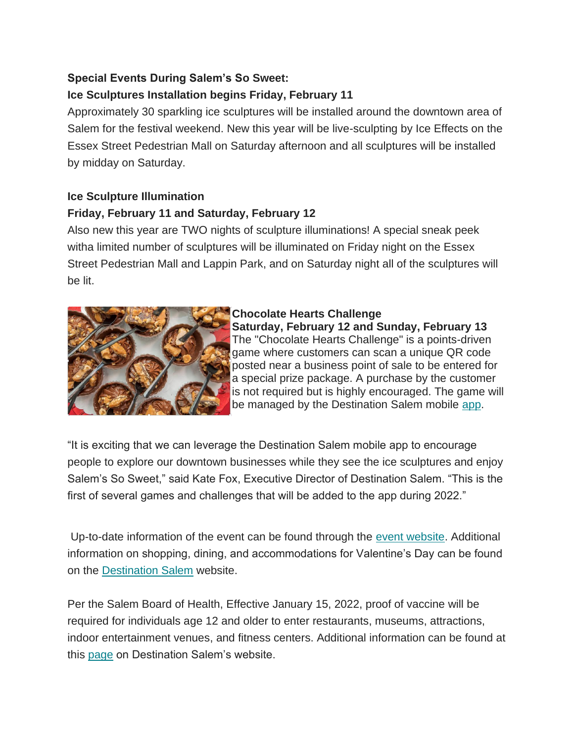**Special Events During Salem's So Sweet:**

**Ice Sculptures Installation begins Friday, February 11**

Approximately 30 sparkling ice sculptures will be installed around the downtown area of Salem for the festival weekend. New this year will be live-sculpting by Ice Effects on the Essex Street Pedestrian Mall on Saturday afternoon and all sculptures will be installed by midday on Saturday.

**Ice Sculpture Illumination**

**Friday, February 11 and Saturday, February 12**

Also new this year are TWO nights of sculpture illuminations! A special sneak peek witha limited number of sculptures will be illuminated on Friday night on the Essex Street Pedestrian Mall and Lappin Park, and on Saturday night all of the sculptures will be lit.

**Chocolate Hearts Challenge**

**Saturday, February 12 and Sunday, February 13**

The "Chocolate Hearts Challenge" is a points-driven game where customers can scan a unique QR code posted near a business point of sale to be entered for a special prize package. A purchase by the customer is not required but is highly encouraged. The game will be managed by the Destination Salem mobile app.

"It is exciting that we can leverage the Destination Salem mobile app to encourage people to explore our downtown businesses while they see the ice sculptures and enjoy Salem's So Sweet," said Kate Fox, Executive Director of Destination Salem. "This is the first of several games and challenges that will be added to the app during 2022."

Up-to-date information of the event can be found through the event website. Additional information on shopping, dining, and accommodations for Valentine's Day can be found on the Destination Salem website.

Per the Salem Board of Health, Effective January 15, 2022, proof of vaccine will be required for individuals age 12 and older to enter restaurants, museums, attractions, indoor entertainment venues, and fitness centers. Additional information can be found at this page on Destination Salem's website.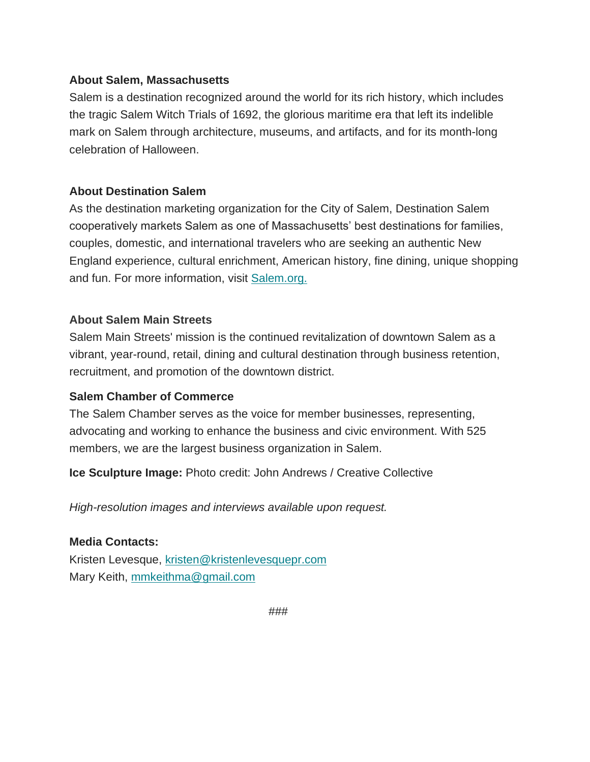**About Salem, Massachusetts**

Salem is a destination recognized around the world for its rich history, which includes the tragic Salem Witch Trials of 1692, the glorious maritime era that left its indelible mark on Salem through architecture, museums, and artifacts, and for its month-long celebration of Halloween.

**About Destination Salem**

As the destination marketing organization for the City of Salem, Destination Salem cooperatively markets Salem as one of Massachusetts' best destinations for families, couples, domestic, and international travelers who are seeking an authentic New England experience, cultural enrichment, American history, fine dining, unique shopping and fun. For more information, visit Salem.org.

**About Salem Main Streets**

Salem Main Streets' mission is the continued revitalization of downtown Salem as a vibrant, year-round, retail, dining and cultural destination through business retention, recruitment, and promotion of the downtown district.

**Salem Chamber of Commerce**

The Salem Chamber serves as the voice for member businesses, representing, advocating and working to enhance the business and civic environment. With 525 members, we are the largest business organization in Salem.

**Ice Sculpture Image:** Photo credit: John Andrews / Creative Collective

*High-resolution images and interviews available upon request.*

**Media Contacts:**

Kristen Levesque, kristen@kristenlevesquepr.com
Mary Keith, mmkeithma@gmail.com

###